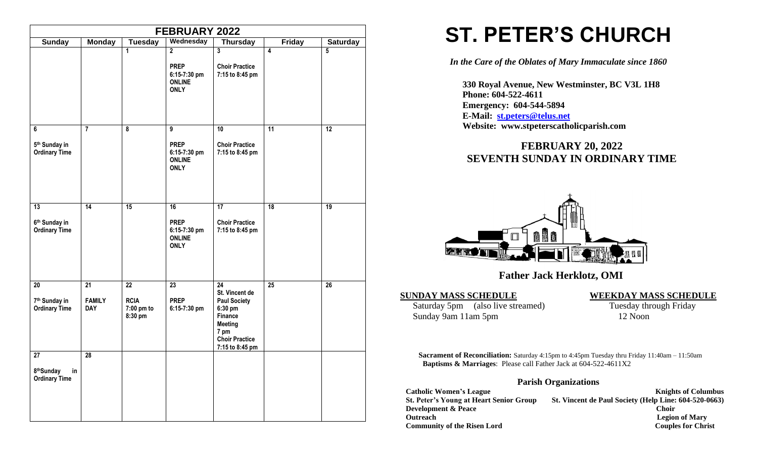| FEBRUARY 2022 | | | | | | |
|---|---|---|---|---|---|---|
| **Sunday** | **Monday** | **Tuesday** | **Wednesday** | **Thursday** | **Friday** | **Saturday** |
| | | 1 | 2<br>**PREP**<br>**6:15-7:30 pm**<br>**ONLINE ONLY** | 3<br>**Choir Practice**<br>**7:15 to 8:45 pm** | 4 | 5 |
| 6<br>**5th Sunday in Ordinary Time** | 7 | 8 | 9<br>**PREP**<br>**6:15-7:30 pm**<br>**ONLINE ONLY** | 10<br>**Choir Practice**<br>**7:15 to 8:45 pm** | 11 | 12 |
| 13<br>**6th Sunday in Ordinary Time** | 14 | 15 | 16<br>**PREP**<br>**6:15-7:30 pm**<br>**ONLINE ONLY** | 17<br>**Choir Practice**<br>**7:15 to 8:45 pm** | 18 | 19 |
| 20<br>**7th Sunday in Ordinary Time** | 21<br>**FAMILY DAY** | 22<br>**RCIA**<br>**7:00 pm to 8:30 pm** | 23<br>**PREP**<br>**6:15-7:30 pm** | 24<br>**St. Vincent de Paul Society**<br>**6:30 pm**<br>**Finance Meeting**<br>**7 pm**<br>**Choir Practice**<br>**7:15 to 8:45 pm** | 25 | 26 |
| 27<br>**8thSunday in Ordinary Time** | 28 | | | | | |

# ST. PETER'S CHURCH

*In the Care of the Oblates of Mary Immaculate since 1860*

**330 Royal Avenue, New Westminster, BC V3L 1H8**
**Phone: 604-522-4611**
**Emergency: 604-544-5894**
**E-Mail: st.peters@telus.net**
**Website: www.stpeterscatholicparish.com**

## FEBRUARY 20, 2022
## SEVENTH SUNDAY IN ORDINARY TIME

**Father Jack Herklotz, OMI**

**SUNDAY MASS SCHEDULE**

Saturday 5pm (also live streamed)
Sunday 9am 11am 5pm

**WEEKDAY MASS SCHEDULE**

Tuesday through Friday
12 Noon

**Sacrament of Reconciliation:** Saturday 4:15pm to 4:45pm Tuesday thru Friday 11:40am – 11:50am
**Baptisms & Marriages**: Please call Father Jack at 604-522-4611X2

### Parish Organizations

**Catholic Women's League**
**St. Peter's Young at Heart Senior Group**
**Development & Peace**
**Outreach**
**Community of the Risen Lord**
**Knights of Columbus**
**St. Vincent de Paul Society (Help Line: 604-520-0663)**
**Choir**
**Legion of Mary**
**Couples for Christ**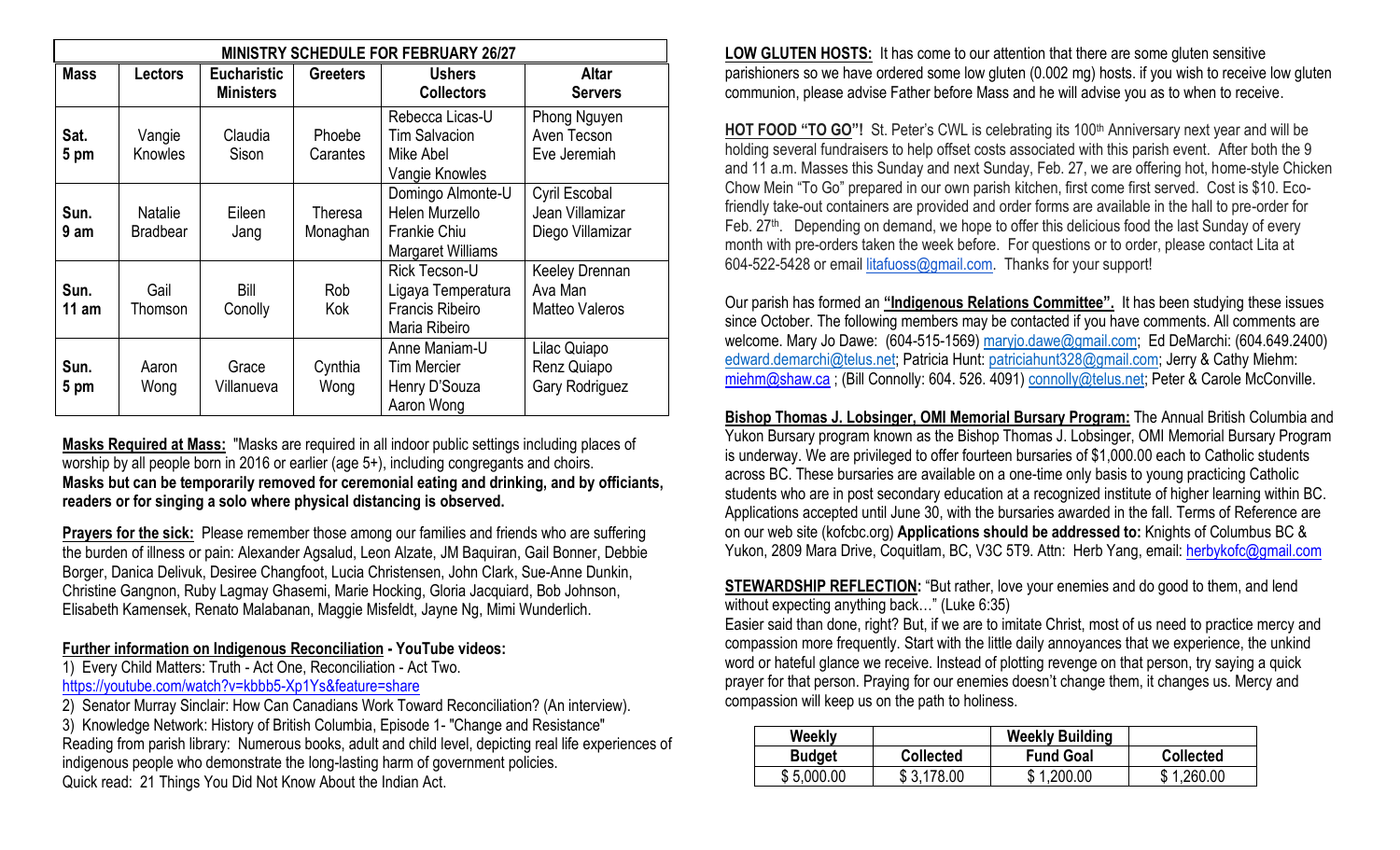| MINISTRY SCHEDULE FOR FEBRUARY 26/27 | | | | | |
|---|---|---|---|---|---|
| **Mass** | **Lectors** | **Eucharistic Ministers** | **Greeters** | **Ushers Collectors** | **Altar Servers** |
| Sat. 5 pm | Vangie Knowles | Claudia Sison | Phoebe Carantes | Rebecca Licas-U<br>Tim Salvacion<br>Mike Abel<br>Vangie Knowles | Phong Nguyen<br>Aven Tecson<br>Eve Jeremiah |
| Sun. 9 am | Natalie Bradbear | Eileen Jang | Theresa Monaghan | Domingo Almonte-U<br>Helen Murzello<br>Frankie Chiu<br>Margaret Williams | Cyril Escobal<br>Jean Villamizar<br>Diego Villamizar |
| Sun. 11 am | Gail Thomson | Bill Conolly | Rob Kok | Rick Tecson-U<br>Ligaya Temperatura<br>Francis Ribeiro<br>Maria Ribeiro | Keeley Drennan<br>Ava Man<br>Matteo Valeros |
| Sun. 5 pm | Aaron Wong | Grace Villanueva | Cynthia Wong | Anne Maniam-U<br>Tim Mercier<br>Henry D'Souza<br>Aaron Wong | Lilac Quiapo<br>Renz Quiapo<br>Gary Rodriguez |

**Masks Required at Mass:** "Masks are required in all indoor public settings including places of worship by all people born in 2016 or earlier (age 5+), including congregants and choirs. **Masks but can be temporarily removed for ceremonial eating and drinking, and by officiants, readers or for singing a solo where physical distancing is observed.**

**Prayers for the sick:** Please remember those among our families and friends who are suffering the burden of illness or pain: Alexander Agsalud, Leon Alzate, JM Baquiran, Gail Bonner, Debbie Borger, Danica Delivuk, Desiree Changfoot, Lucia Christensen, John Clark, Sue-Anne Dunkin, Christine Gangnon, Ruby Lagmay Ghasemi, Marie Hocking, Gloria Jacquiard, Bob Johnson, Elisabeth Kamensek, Renato Malabanan, Maggie Misfeldt, Jayne Ng, Mimi Wunderlich.

**Further information on Indigenous Reconciliation - YouTube videos:**

1) Every Child Matters: Truth - Act One, Reconciliation - Act Two.
https://youtube.com/watch?v=kbbb5-Xp1Ys&feature=share

2) Senator Murray Sinclair: How Can Canadians Work Toward Reconciliation? (An interview).

3) Knowledge Network: History of British Columbia, Episode 1- "Change and Resistance"

Reading from parish library: Numerous books, adult and child level, depicting real life experiences of indigenous people who demonstrate the long-lasting harm of government policies.
Quick read: 21 Things You Did Not Know About the Indian Act.

**LOW GLUTEN HOSTS:** It has come to our attention that there are some gluten sensitive parishioners so we have ordered some low gluten (0.002 mg) hosts. if you wish to receive low gluten communion, please advise Father before Mass and he will advise you as to when to receive.

**HOT FOOD "TO GO"!** St. Peter's CWL is celebrating its 100th Anniversary next year and will be holding several fundraisers to help offset costs associated with this parish event. After both the 9 and 11 a.m. Masses this Sunday and next Sunday, Feb. 27, we are offering hot, home-style Chicken Chow Mein "To Go" prepared in our own parish kitchen, first come first served. Cost is $10. Eco-friendly take-out containers are provided and order forms are available in the hall to pre-order for Feb. 27th. Depending on demand, we hope to offer this delicious food the last Sunday of every month with pre-orders taken the week before. For questions or to order, please contact Lita at 604-522-5428 or email litafuoss@gmail.com. Thanks for your support!

Our parish has formed an **"Indigenous Relations Committee".** It has been studying these issues since October. The following members may be contacted if you have comments. All comments are welcome. Mary Jo Dawe: (604-515-1569) maryjo.dawe@gmail.com; Ed DeMarchi: (604.649.2400) edward.demarchi@telus.net; Patricia Hunt: patriciahunt328@gmail.com; Jerry & Cathy Miehm: miehm@shaw.ca ; (Bill Connolly: 604. 526. 4091) connolly@telus.net; Peter & Carole McConville.

**Bishop Thomas J. Lobsinger, OMI Memorial Bursary Program:** The Annual British Columbia and Yukon Bursary program known as the Bishop Thomas J. Lobsinger, OMI Memorial Bursary Program is underway. We are privileged to offer fourteen bursaries of $1,000.00 each to Catholic students across BC. These bursaries are available on a one-time only basis to young practicing Catholic students who are in post secondary education at a recognized institute of higher learning within BC. Applications accepted until June 30, with the bursaries awarded in the fall. Terms of Reference are on our web site (kofcbc.org) **Applications should be addressed to:** Knights of Columbus BC & Yukon, 2809 Mara Drive, Coquitlam, BC, V3C 5T9. Attn: Herb Yang, email: herbykofc@gmail.com

**STEWARDSHIP REFLECTION:** "But rather, love your enemies and do good to them, and lend without expecting anything back…" (Luke 6:35)
Easier said than done, right? But, if we are to imitate Christ, most of us need to practice mercy and compassion more frequently. Start with the little daily annoyances that we experience, the unkind word or hateful glance we receive. Instead of plotting revenge on that person, try saying a quick prayer for that person. Praying for our enemies doesn't change them, it changes us. Mercy and compassion will keep us on the path to holiness.

| Weekly Budget | Collected | Weekly Building Fund Goal | Collected |
|---|---|---|---|
| $ 5,000.00 | $ 3,178.00 | $ 1,200.00 | $ 1,260.00 |